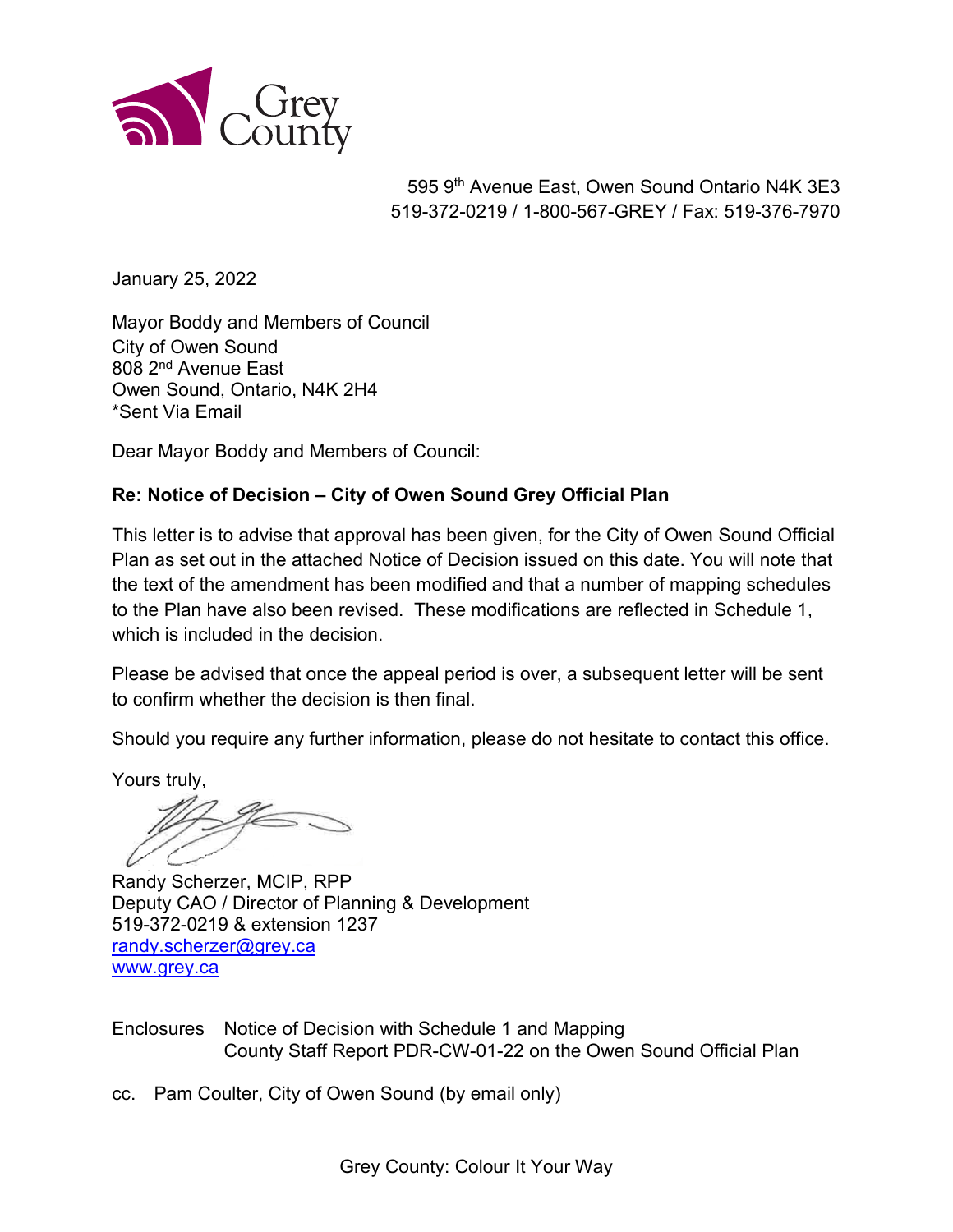Grey County

595 9th Avenue East, Owen Sound Ontario N4K 3E3
519-372-0219 / 1-800-567-GREY / Fax: 519-376-7970

January 25, 2022

Mayor Boddy and Members of Council
City of Owen Sound
808 2nd Avenue East
Owen Sound, Ontario, N4K 2H4
*Sent Via Email

Dear Mayor Boddy and Members of Council:

**Re: Notice of Decision – City of Owen Sound Grey Official Plan**

This letter is to advise that approval has been given, for the City of Owen Sound Official Plan as set out in the attached Notice of Decision issued on this date. You will note that the text of the amendment has been modified and that a number of mapping schedules to the Plan have also been revised. These modifications are reflected in Schedule 1, which is included in the decision.

Please be advised that once the appeal period is over, a subsequent letter will be sent to confirm whether the decision is then final.

Should you require any further information, please do not hesitate to contact this office.

Yours truly,

Randy Scherzer, MCIP, RPP
Deputy CAO / Director of Planning & Development
519-372-0219 & extension 1237
randy.scherzer@grey.ca
www.grey.ca

Enclosures Notice of Decision with Schedule 1 and Mapping
County Staff Report PDR-CW-01-22 on the Owen Sound Official Plan

cc. Pam Coulter, City of Owen Sound (by email only)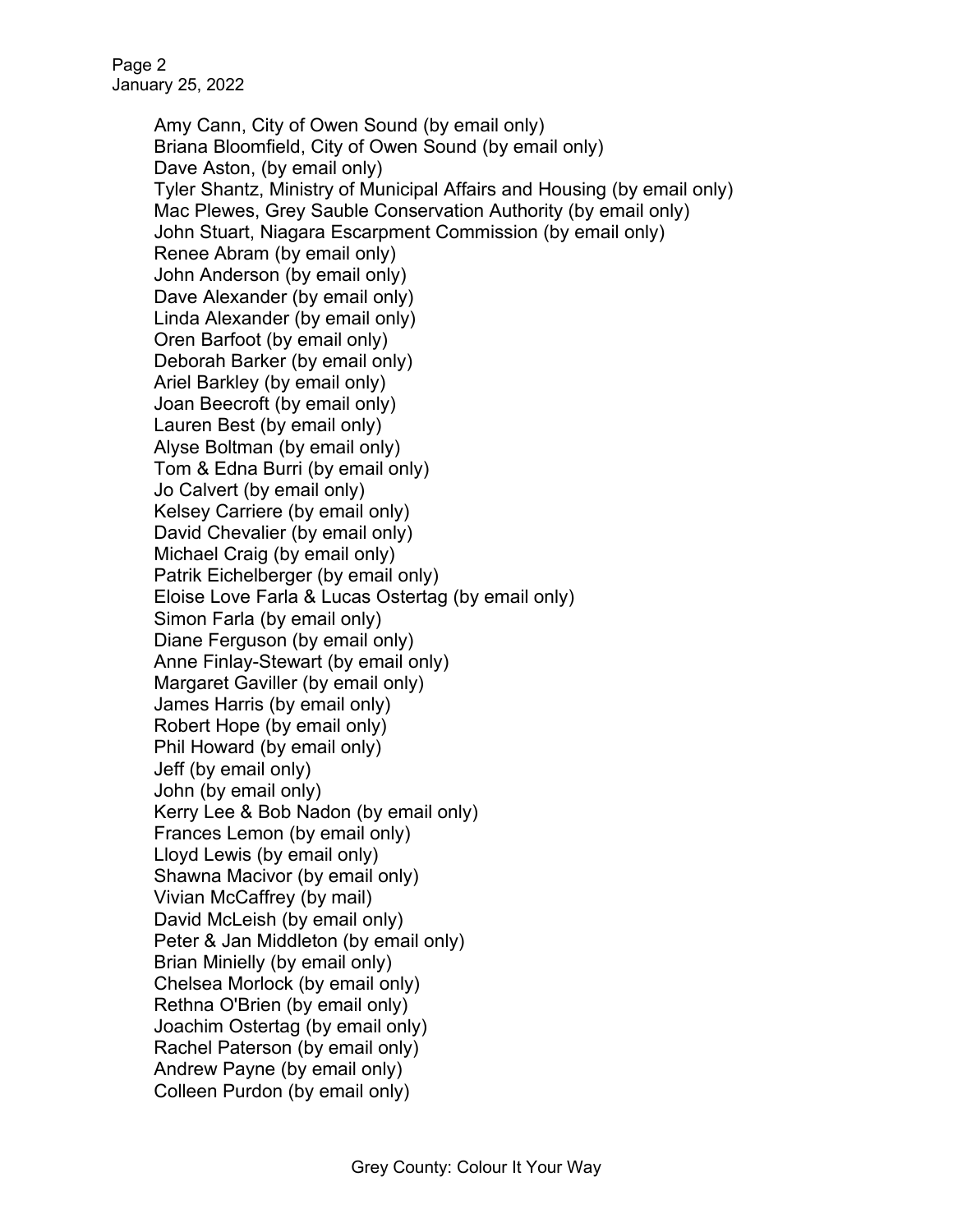Amy Cann, City of Owen Sound (by email only)  
Briana Bloomfield, City of Owen Sound (by email only)  
Dave Aston, (by email only)  
Tyler Shantz, Ministry of Municipal Affairs and Housing (by email only)  
Mac Plewes, Grey Sauble Conservation Authority (by email only)  
John Stuart, Niagara Escarpment Commission (by email only)  
Renee Abram (by email only)  
John Anderson (by email only)  
Dave Alexander (by email only)  
Linda Alexander (by email only)  
Oren Barfoot (by email only)  
Deborah Barker (by email only)  
Ariel Barkley (by email only)  
Joan Beecroft (by email only)  
Lauren Best (by email only)  
Alyse Boltman (by email only)  
Tom & Edna Burri (by email only)  
Jo Calvert (by email only)  
Kelsey Carriere (by email only)  
David Chevalier (by email only)  
Michael Craig (by email only)  
Patrik Eichelberger (by email only)  
Eloise Love Farla & Lucas Ostertag (by email only)  
Simon Farla (by email only)  
Diane Ferguson (by email only)  
Anne Finlay-Stewart (by email only)  
Margaret Gaviller (by email only)  
James Harris (by email only)  
Robert Hope (by email only)  
Phil Howard (by email only)  
Jeff (by email only)  
John (by email only)  
Kerry Lee & Bob Nadon (by email only)  
Frances Lemon (by email only)  
Lloyd Lewis (by email only)  
Shawna Macivor (by email only)  
Vivian McCaffrey (by mail)  
David McLeish (by email only)  
Peter & Jan Middleton (by email only)  
Brian Minielly (by email only)  
Chelsea Morlock (by email only)  
Rethna O'Brien (by email only)  
Joachim Ostertag (by email only)  
Rachel Paterson (by email only)  
Andrew Payne (by email only)  
Colleen Purdon (by email only)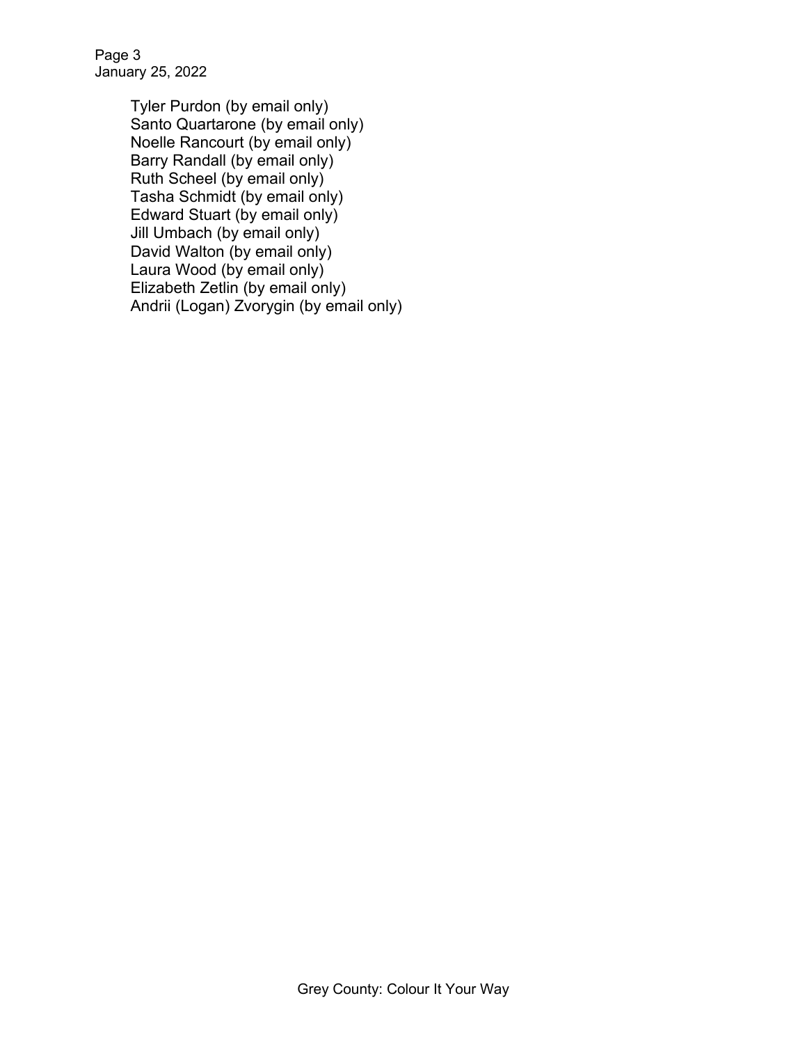Tyler Purdon (by email only)
Santo Quartarone (by email only)
Noelle Rancourt (by email only)
Barry Randall (by email only)
Ruth Scheel (by email only)
Tasha Schmidt (by email only)
Edward Stuart (by email only)
Jill Umbach (by email only)
David Walton (by email only)
Laura Wood (by email only)
Elizabeth Zetlin (by email only)
Andrii (Logan) Zvorygin (by email only)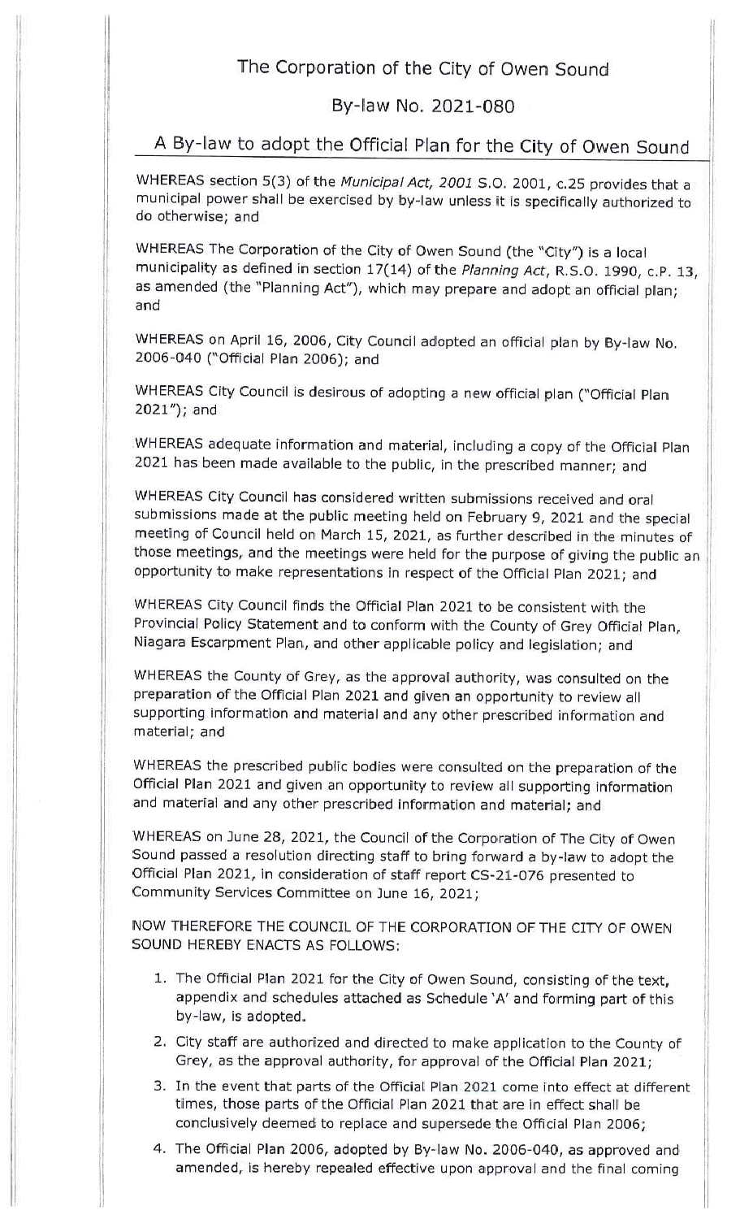# The Corporation of the City of Owen Sound

## By-law No. 2021-080

## A By-law to adopt the Official Plan for the City of Owen Sound

WHEREAS section 5(3) of the *Municipal Act, 2001* S.O. 2001, c.25 provides that a municipal power shall be exercised by by-law unless it is specifically authorized to do otherwise; and

WHEREAS The Corporation of the City of Owen Sound (the "City") is a local municipality as defined in section 17(14) of the *Planning Act*, R.S.O. 1990, c.P. 13, as amended (the "Planning Act"), which may prepare and adopt an official plan; and

WHEREAS on April 16, 2006, City Council adopted an official plan by By-law No. 2006-040 ("Official Plan 2006); and

WHEREAS City Council is desirous of adopting a new official plan ("Official Plan 2021"); and

WHEREAS adequate information and material, including a copy of the Official Plan 2021 has been made available to the public, in the prescribed manner; and

WHEREAS City Council has considered written submissions received and oral submissions made at the public meeting held on February 9, 2021 and the special meeting of Council held on March 15, 2021, as further described in the minutes of those meetings, and the meetings were held for the purpose of giving the public an opportunity to make representations in respect of the Official Plan 2021; and

WHEREAS City Council finds the Official Plan 2021 to be consistent with the Provincial Policy Statement and to conform with the County of Grey Official Plan, Niagara Escarpment Plan, and other applicable policy and legislation; and

WHEREAS the County of Grey, as the approval authority, was consulted on the preparation of the Official Plan 2021 and given an opportunity to review all supporting information and material and any other prescribed information and material; and

WHEREAS the prescribed public bodies were consulted on the preparation of the Official Plan 2021 and given an opportunity to review all supporting information and material and any other prescribed information and material; and

WHEREAS on June 28, 2021, the Council of the Corporation of The City of Owen Sound passed a resolution directing staff to bring forward a by-law to adopt the Official Plan 2021, in consideration of staff report CS-21-076 presented to Community Services Committee on June 16, 2021;

NOW THEREFORE THE COUNCIL OF THE CORPORATION OF THE CITY OF OWEN SOUND HEREBY ENACTS AS FOLLOWS:

1. The Official Plan 2021 for the City of Owen Sound, consisting of the text, appendix and schedules attached as Schedule 'A' and forming part of this by-law, is adopted.
2. City staff are authorized and directed to make application to the County of Grey, as the approval authority, for approval of the Official Plan 2021;
3. In the event that parts of the Official Plan 2021 come into effect at different times, those parts of the Official Plan 2021 that are in effect shall be conclusively deemed to replace and supersede the Official Plan 2006;
4. The Official Plan 2006, adopted by By-law No. 2006-040, as approved and amended, is hereby repealed effective upon approval and the final coming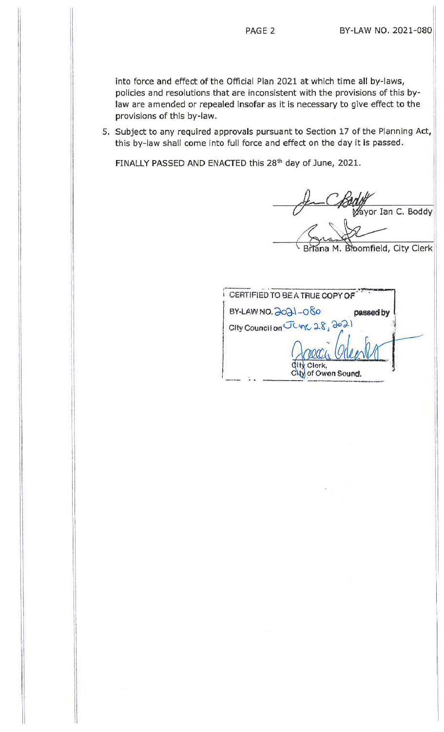into force and effect of the Official Plan 2021 at which time all by-laws, policies and resolutions that are inconsistent with the provisions of this by-law are amended or repealed insofar as it is necessary to give effect to the provisions of this by-law.

5. Subject to any required approvals pursuant to Section 17 of the Planning Act, this by-law shall come into full force and effect on the day it is passed.

FINALLY PASSED AND ENACTED this 28th day of June, 2021.

Mayor Ian C. Boddy

Briana M. Bloomfield, City Clerk

CERTIFIED TO BE A TRUE COPY OF BY-LAW NO. 2021-080 passed by City Council on June 28, 2021

City Clerk, City of Owen Sound.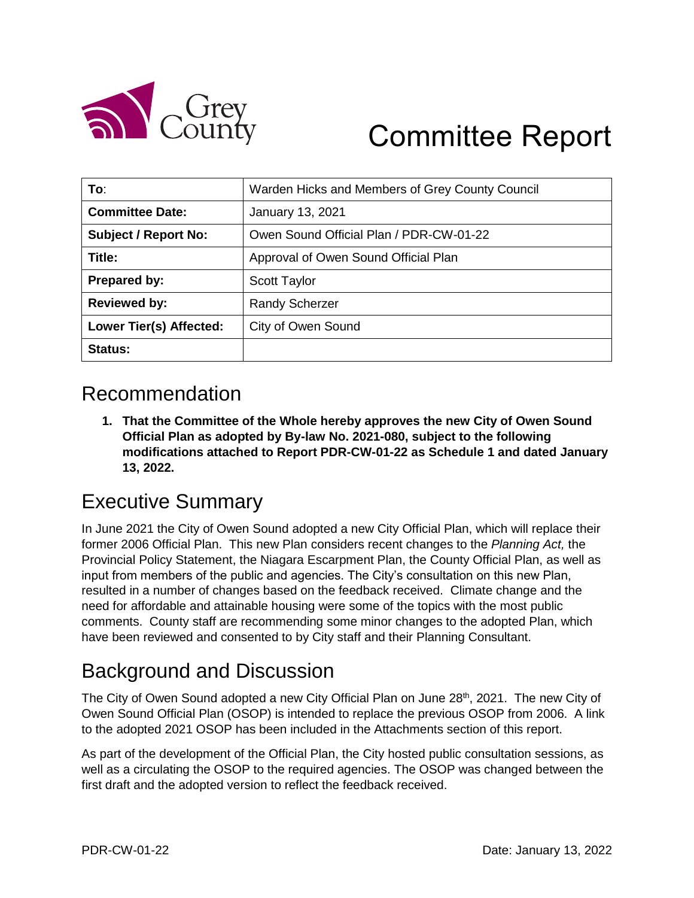# Committee Report

| To: | Warden Hicks and Members of Grey County Council |
|---|---|
| **Committee Date:** | January 13, 2021 |
| **Subject / Report No:** | Owen Sound Official Plan / PDR-CW-01-22 |
| **Title:** | Approval of Owen Sound Official Plan |
| **Prepared by:** | Scott Taylor |
| **Reviewed by:** | Randy Scherzer |
| **Lower Tier(s) Affected:** | City of Owen Sound |
| **Status:** | |

## Recommendation

1. **That the Committee of the Whole hereby approves the new City of Owen Sound Official Plan as adopted by By-law No. 2021-080, subject to the following modifications attached to Report PDR-CW-01-22 as Schedule 1 and dated January 13, 2022.**

## Executive Summary

In June 2021 the City of Owen Sound adopted a new City Official Plan, which will replace their former 2006 Official Plan. This new Plan considers recent changes to the *Planning Act,* the Provincial Policy Statement, the Niagara Escarpment Plan, the County Official Plan, as well as input from members of the public and agencies. The City's consultation on this new Plan, resulted in a number of changes based on the feedback received. Climate change and the need for affordable and attainable housing were some of the topics with the most public comments. County staff are recommending some minor changes to the adopted Plan, which have been reviewed and consented to by City staff and their Planning Consultant.

## Background and Discussion

The City of Owen Sound adopted a new City Official Plan on June 28th, 2021. The new City of Owen Sound Official Plan (OSOP) is intended to replace the previous OSOP from 2006. A link to the adopted 2021 OSOP has been included in the Attachments section of this report.

As part of the development of the Official Plan, the City hosted public consultation sessions, as well as a circulating the OSOP to the required agencies. The OSOP was changed between the first draft and the adopted version to reflect the feedback received.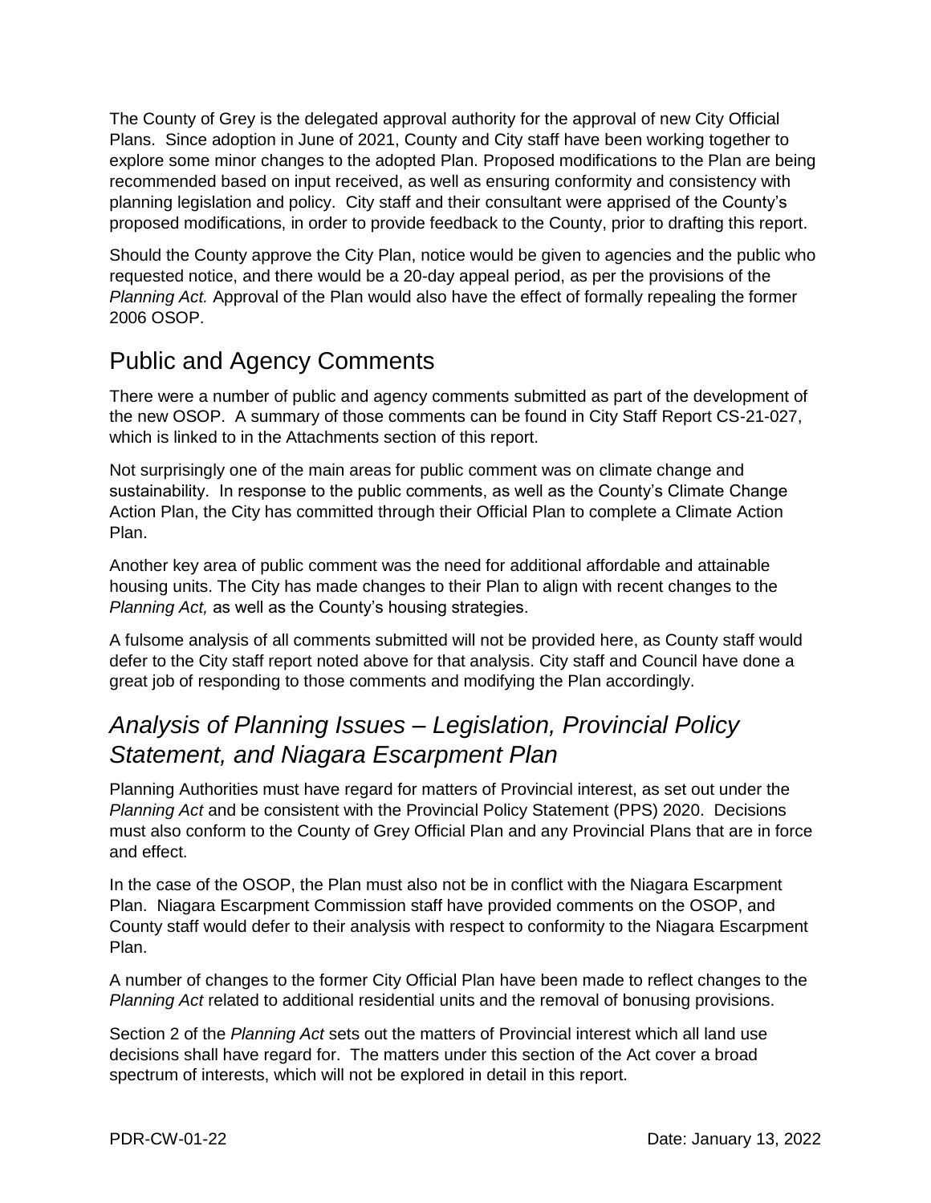The County of Grey is the delegated approval authority for the approval of new City Official Plans. Since adoption in June of 2021, County and City staff have been working together to explore some minor changes to the adopted Plan. Proposed modifications to the Plan are being recommended based on input received, as well as ensuring conformity and consistency with planning legislation and policy. City staff and their consultant were apprised of the County's proposed modifications, in order to provide feedback to the County, prior to drafting this report.

Should the County approve the City Plan, notice would be given to agencies and the public who requested notice, and there would be a 20-day appeal period, as per the provisions of the *Planning Act.* Approval of the Plan would also have the effect of formally repealing the former 2006 OSOP.

## Public and Agency Comments

There were a number of public and agency comments submitted as part of the development of the new OSOP. A summary of those comments can be found in City Staff Report CS-21-027, which is linked to in the Attachments section of this report.

Not surprisingly one of the main areas for public comment was on climate change and sustainability. In response to the public comments, as well as the County's Climate Change Action Plan, the City has committed through their Official Plan to complete a Climate Action Plan.

Another key area of public comment was the need for additional affordable and attainable housing units. The City has made changes to their Plan to align with recent changes to the *Planning Act,* as well as the County's housing strategies.

A fulsome analysis of all comments submitted will not be provided here, as County staff would defer to the City staff report noted above for that analysis. City staff and Council have done a great job of responding to those comments and modifying the Plan accordingly.

## *Analysis of Planning Issues – Legislation, Provincial Policy Statement, and Niagara Escarpment Plan*

Planning Authorities must have regard for matters of Provincial interest, as set out under the *Planning Act* and be consistent with the Provincial Policy Statement (PPS) 2020. Decisions must also conform to the County of Grey Official Plan and any Provincial Plans that are in force and effect.

In the case of the OSOP, the Plan must also not be in conflict with the Niagara Escarpment Plan. Niagara Escarpment Commission staff have provided comments on the OSOP, and County staff would defer to their analysis with respect to conformity to the Niagara Escarpment Plan.

A number of changes to the former City Official Plan have been made to reflect changes to the *Planning Act* related to additional residential units and the removal of bonusing provisions.

Section 2 of the *Planning Act* sets out the matters of Provincial interest which all land use decisions shall have regard for. The matters under this section of the Act cover a broad spectrum of interests, which will not be explored in detail in this report.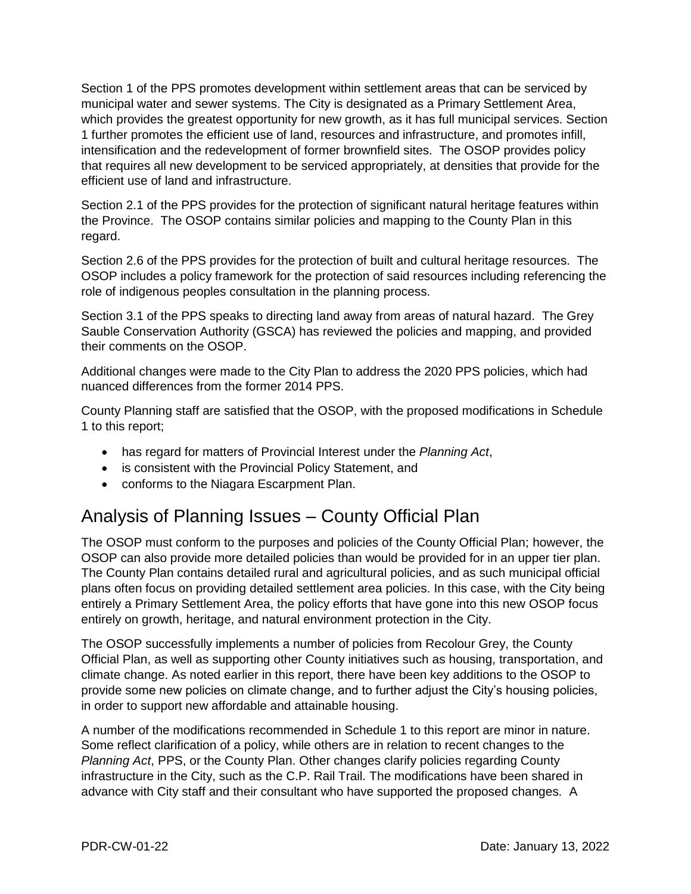Section 1 of the PPS promotes development within settlement areas that can be serviced by municipal water and sewer systems. The City is designated as a Primary Settlement Area, which provides the greatest opportunity for new growth, as it has full municipal services. Section 1 further promotes the efficient use of land, resources and infrastructure, and promotes infill, intensification and the redevelopment of former brownfield sites. The OSOP provides policy that requires all new development to be serviced appropriately, at densities that provide for the efficient use of land and infrastructure.

Section 2.1 of the PPS provides for the protection of significant natural heritage features within the Province. The OSOP contains similar policies and mapping to the County Plan in this regard.

Section 2.6 of the PPS provides for the protection of built and cultural heritage resources. The OSOP includes a policy framework for the protection of said resources including referencing the role of indigenous peoples consultation in the planning process.

Section 3.1 of the PPS speaks to directing land away from areas of natural hazard. The Grey Sauble Conservation Authority (GSCA) has reviewed the policies and mapping, and provided their comments on the OSOP.

Additional changes were made to the City Plan to address the 2020 PPS policies, which had nuanced differences from the former 2014 PPS.

County Planning staff are satisfied that the OSOP, with the proposed modifications in Schedule 1 to this report;

- has regard for matters of Provincial Interest under the *Planning Act*,
- is consistent with the Provincial Policy Statement, and
- conforms to the Niagara Escarpment Plan.

## Analysis of Planning Issues – County Official Plan

The OSOP must conform to the purposes and policies of the County Official Plan; however, the OSOP can also provide more detailed policies than would be provided for in an upper tier plan. The County Plan contains detailed rural and agricultural policies, and as such municipal official plans often focus on providing detailed settlement area policies. In this case, with the City being entirely a Primary Settlement Area, the policy efforts that have gone into this new OSOP focus entirely on growth, heritage, and natural environment protection in the City.

The OSOP successfully implements a number of policies from Recolour Grey, the County Official Plan, as well as supporting other County initiatives such as housing, transportation, and climate change. As noted earlier in this report, there have been key additions to the OSOP to provide some new policies on climate change, and to further adjust the City's housing policies, in order to support new affordable and attainable housing.

A number of the modifications recommended in Schedule 1 to this report are minor in nature. Some reflect clarification of a policy, while others are in relation to recent changes to the *Planning Act*, PPS, or the County Plan. Other changes clarify policies regarding County infrastructure in the City, such as the C.P. Rail Trail. The modifications have been shared in advance with City staff and their consultant who have supported the proposed changes. A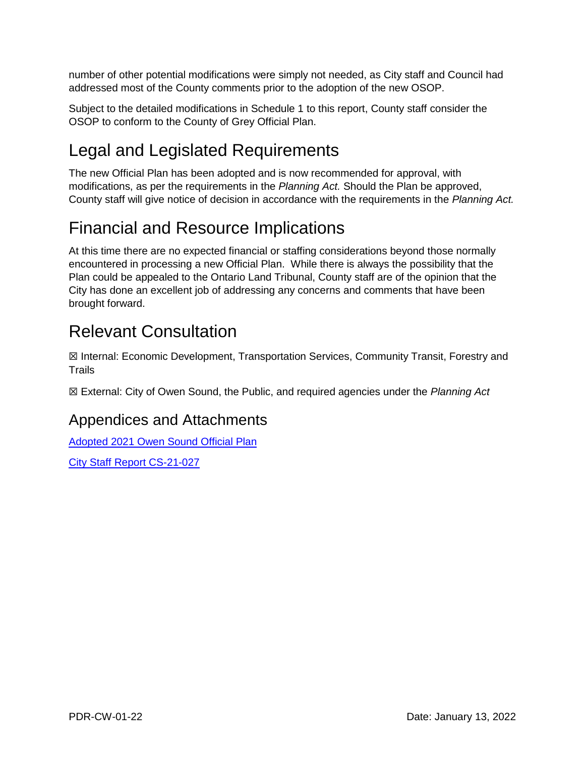number of other potential modifications were simply not needed, as City staff and Council had addressed most of the County comments prior to the adoption of the new OSOP.

Subject to the detailed modifications in Schedule 1 to this report, County staff consider the OSOP to conform to the County of Grey Official Plan.

# Legal and Legislated Requirements

The new Official Plan has been adopted and is now recommended for approval, with modifications, as per the requirements in the *Planning Act.* Should the Plan be approved, County staff will give notice of decision in accordance with the requirements in the *Planning Act.*

# Financial and Resource Implications

At this time there are no expected financial or staffing considerations beyond those normally encountered in processing a new Official Plan. While there is always the possibility that the Plan could be appealed to the Ontario Land Tribunal, County staff are of the opinion that the City has done an excellent job of addressing any concerns and comments that have been brought forward.

# Relevant Consultation

☒ Internal: Economic Development, Transportation Services, Community Transit, Forestry and Trails

☒ External: City of Owen Sound, the Public, and required agencies under the *Planning Act*

## Appendices and Attachments

Adopted 2021 Owen Sound Official Plan

City Staff Report CS-21-027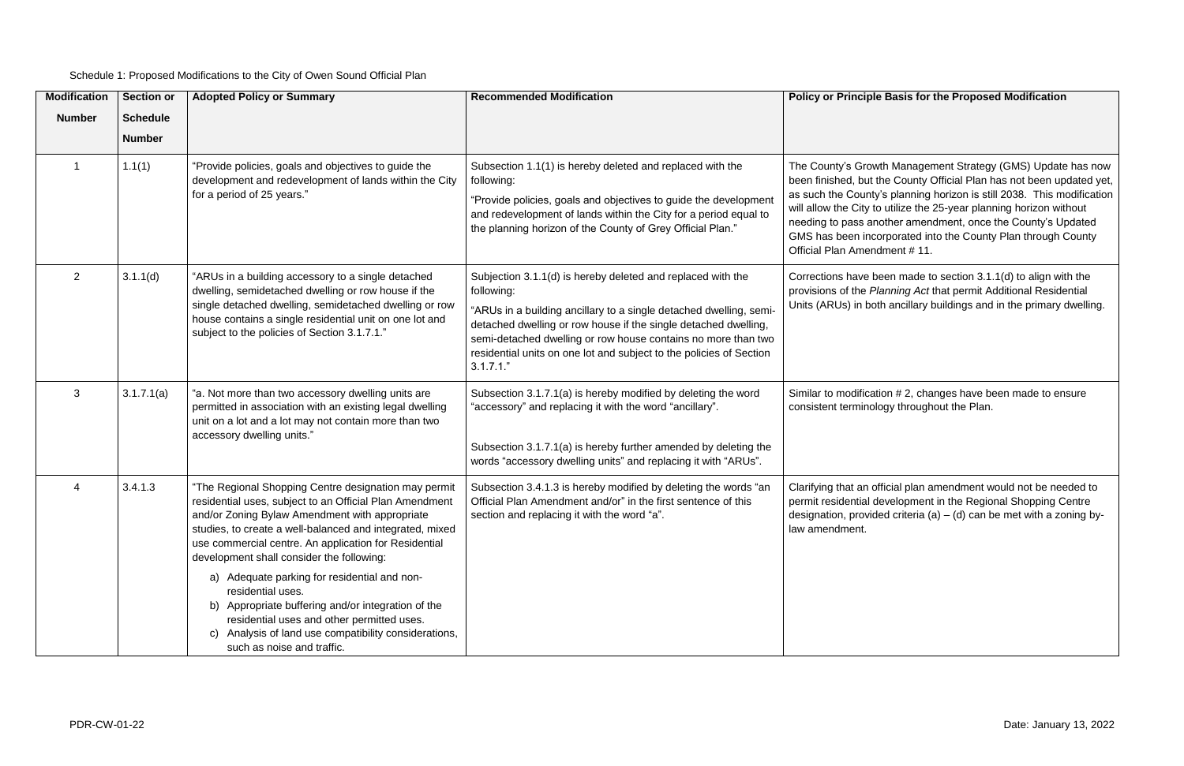Schedule 1: Proposed Modifications to the City of Owen Sound Official Plan

| Modification Number | Section or Schedule Number | Adopted Policy or Summary | Recommended Modification | Policy or Principle Basis for the Proposed Modification |
|---|---|---|---|---|
| 1 | 1.1(1) | "Provide policies, goals and objectives to guide the development and redevelopment of lands within the City for a period of 25 years." | Subsection 1.1(1) is hereby deleted and replaced with the following:<br>"Provide policies, goals and objectives to guide the development and redevelopment of lands within the City for a period equal to the planning horizon of the County of Grey Official Plan." | The County's Growth Management Strategy (GMS) Update has now been finished, but the County Official Plan has not been updated yet, as such the County's planning horizon is still 2038. This modification will allow the City to utilize the 25-year planning horizon without needing to pass another amendment, once the County's Updated GMS has been incorporated into the County Plan through County Official Plan Amendment # 11. |
| 2 | 3.1.1(d) | "ARUs in a building accessory to a single detached dwelling, semidetached dwelling or row house if the single detached dwelling, semidetached dwelling or row house contains a single residential unit on one lot and subject to the policies of Section 3.1.7.1." | Subjection 3.1.1(d) is hereby deleted and replaced with the following:<br>"ARUs in a building ancillary to a single detached dwelling, semi-detached dwelling or row house if the single detached dwelling, semi-detached dwelling or row house contains no more than two residential units on one lot and subject to the policies of Section 3.1.7.1." | Corrections have been made to section 3.1.1(d) to align with the provisions of the *Planning Act* that permit Additional Residential Units (ARUs) in both ancillary buildings and in the primary dwelling. |
| 3 | 3.1.7.1(a) | "a. Not more than two accessory dwelling units are permitted in association with an existing legal dwelling unit on a lot and a lot may not contain more than two accessory dwelling units." | Subsection 3.1.7.1(a) is hereby modified by deleting the word "accessory" and replacing it with the word "ancillary".<br><br>Subsection 3.1.7.1(a) is hereby further amended by deleting the words "accessory dwelling units" and replacing it with "ARUs". | Similar to modification # 2, changes have been made to ensure consistent terminology throughout the Plan. |
| 4 | 3.4.1.3 | "The Regional Shopping Centre designation may permit residential uses, subject to an Official Plan Amendment and/or Zoning Bylaw Amendment with appropriate studies, to create a well-balanced and integrated, mixed use commercial centre. An application for Residential development shall consider the following:<br>a) Adequate parking for residential and non-residential uses.<br>b) Appropriate buffering and/or integration of the residential uses and other permitted uses.<br>c) Analysis of land use compatibility considerations, such as noise and traffic. | Subsection 3.4.1.3 is hereby modified by deleting the words "an Official Plan Amendment and/or" in the first sentence of this section and replacing it with the word "a". | Clarifying that an official plan amendment would not be needed to permit residential development in the Regional Shopping Centre designation, provided criteria (a) – (d) can be met with a zoning by-law amendment. |

PDR-CW-01-22

Date: January 13, 2022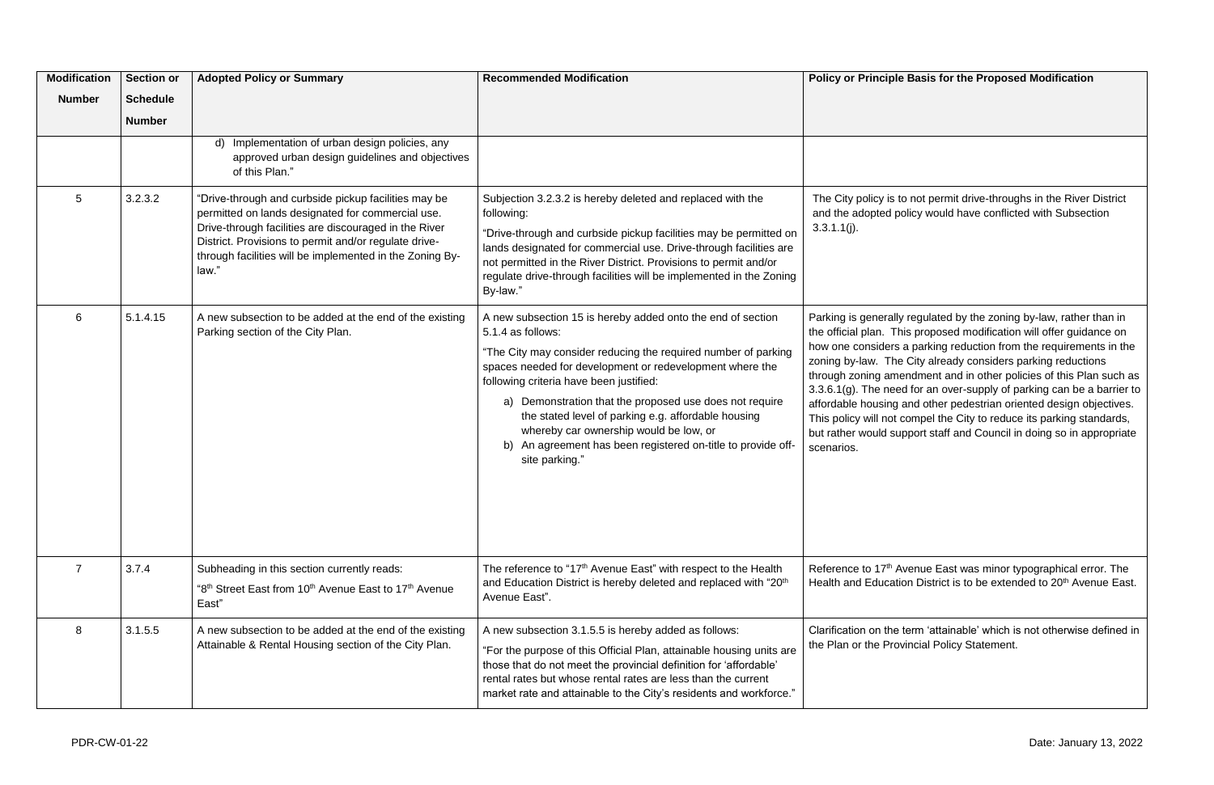| Modification Number | Section or Schedule Number | Adopted Policy or Summary | Recommended Modification | Policy or Principle Basis for the Proposed Modification |
|---|---|---|---|---|
| | | d) Implementation of urban design policies, any approved urban design guidelines and objectives of this Plan." | | |
| 5 | 3.2.3.2 | "Drive-through and curbside pickup facilities may be permitted on lands designated for commercial use. Drive-through facilities are discouraged in the River District. Provisions to permit and/or regulate drive-through facilities will be implemented in the Zoning By-law." | Subjection 3.2.3.2 is hereby deleted and replaced with the following:<br>"Drive-through and curbside pickup facilities may be permitted on lands designated for commercial use. Drive-through facilities are not permitted in the River District. Provisions to permit and/or regulate drive-through facilities will be implemented in the Zoning By-law." | The City policy is to not permit drive-throughs in the River District and the adopted policy would have conflicted with Subsection 3.3.1.1(j). |
| 6 | 5.1.4.15 | A new subsection to be added at the end of the existing Parking section of the City Plan. | A new subsection 15 is hereby added onto the end of section 5.1.4 as follows:<br>"The City may consider reducing the required number of parking spaces needed for development or redevelopment where the following criteria have been justified:<br>a) Demonstration that the proposed use does not require the stated level of parking e.g. affordable housing whereby car ownership would be low, or<br>b) An agreement has been registered on-title to provide off-site parking." | Parking is generally regulated by the zoning by-law, rather than in the official plan. This proposed modification will offer guidance on how one considers a parking reduction from the requirements in the zoning by-law. The City already considers parking reductions through zoning amendment and in other policies of this Plan such as 3.3.6.1(g). The need for an over-supply of parking can be a barrier to affordable housing and other pedestrian oriented design objectives. This policy will not compel the City to reduce its parking standards, but rather would support staff and Council in doing so in appropriate scenarios. |
| 7 | 3.7.4 | Subheading in this section currently reads:<br>"8th Street East from 10th Avenue East to 17th Avenue East" | The reference to "17th Avenue East" with respect to the Health and Education District is hereby deleted and replaced with "20th Avenue East". | Reference to 17th Avenue East was minor typographical error. The Health and Education District is to be extended to 20th Avenue East. |
| 8 | 3.1.5.5 | A new subsection to be added at the end of the existing Attainable & Rental Housing section of the City Plan. | A new subsection 3.1.5.5 is hereby added as follows:<br>"For the purpose of this Official Plan, attainable housing units are those that do not meet the provincial definition for 'affordable' rental rates but whose rental rates are less than the current market rate and attainable to the City's residents and workforce." | Clarification on the term 'attainable' which is not otherwise defined in the Plan or the Provincial Policy Statement. |

PDR-CW-01-22 Date: January 13, 2022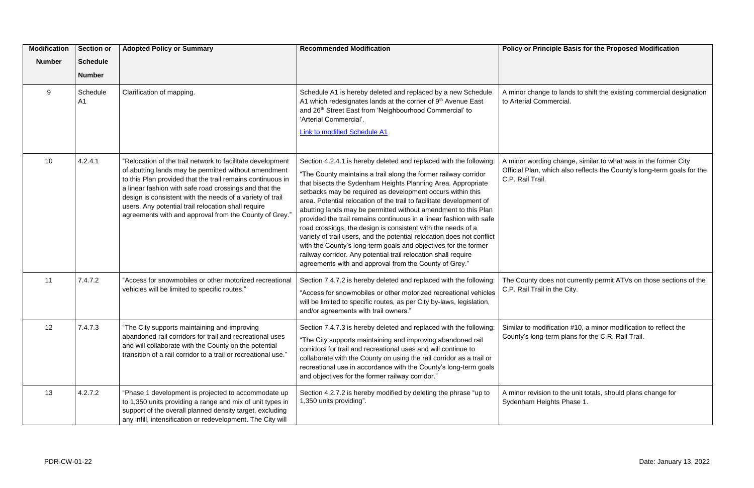| Modification Number | Section or Schedule Number | Adopted Policy or Summary | Recommended Modification | Policy or Principle Basis for the Proposed Modification |
|---|---|---|---|---|
| 9 | Schedule A1 | Clarification of mapping. | Schedule A1 is hereby deleted and replaced by a new Schedule A1 which redesignates lands at the corner of 9th Avenue East and 26th Street East from 'Neighbourhood Commercial' to 'Arterial Commercial'. [Link to modified Schedule A1] | A minor change to lands to shift the existing commercial designation to Arterial Commercial. |
| 10 | 4.2.4.1 | "Relocation of the trail network to facilitate development of abutting lands may be permitted without amendment to this Plan provided that the trail remains continuous in a linear fashion with safe road crossings and that the design is consistent with the needs of a variety of trail users. Any potential trail relocation shall require agreements with and approval from the County of Grey." | Section 4.2.4.1 is hereby deleted and replaced with the following: "The County maintains a trail along the former railway corridor that bisects the Sydenham Heights Planning Area. Appropriate setbacks may be required as development occurs within this area. Potential relocation of the trail to facilitate development of abutting lands may be permitted without amendment to this Plan provided the trail remains continuous in a linear fashion with safe road crossings, the design is consistent with the needs of a variety of trail users, and the potential relocation does not conflict with the County's long-term goals and objectives for the former railway corridor. Any potential trail relocation shall require agreements with and approval from the County of Grey." | A minor wording change, similar to what was in the former City Official Plan, which also reflects the County's long-term goals for the C.P. Rail Trail. |
| 11 | 7.4.7.2 | "Access for snowmobiles or other motorized recreational vehicles will be limited to specific routes." | Section 7.4.7.2 is hereby deleted and replaced with the following: "Access for snowmobiles or other motorized recreational vehicles will be limited to specific routes, as per City by-laws, legislation, and/or agreements with trail owners." | The County does not currently permit ATVs on those sections of the C.P. Rail Trail in the City. |
| 12 | 7.4.7.3 | "The City supports maintaining and improving abandoned rail corridors for trail and recreational uses and will collaborate with the County on the potential transition of a rail corridor to a trail or recreational use." | Section 7.4.7.3 is hereby deleted and replaced with the following: "The City supports maintaining and improving abandoned rail corridors for trail and recreational uses and will continue to collaborate with the County on using the rail corridor as a trail or recreational use in accordance with the County's long-term goals and objectives for the former railway corridor." | Similar to modification #10, a minor modification to reflect the County's long-term plans for the C.R. Rail Trail. |
| 13 | 4.2.7.2 | "Phase 1 development is projected to accommodate up to 1,350 units providing a range and mix of unit types in support of the overall planned density target, excluding any infill, intensification or redevelopment. The City will | Section 4.2.7.2 is hereby modified by deleting the phrase "up to 1,350 units providing". | A minor revision to the unit totals, should plans change for Sydenham Heights Phase 1. |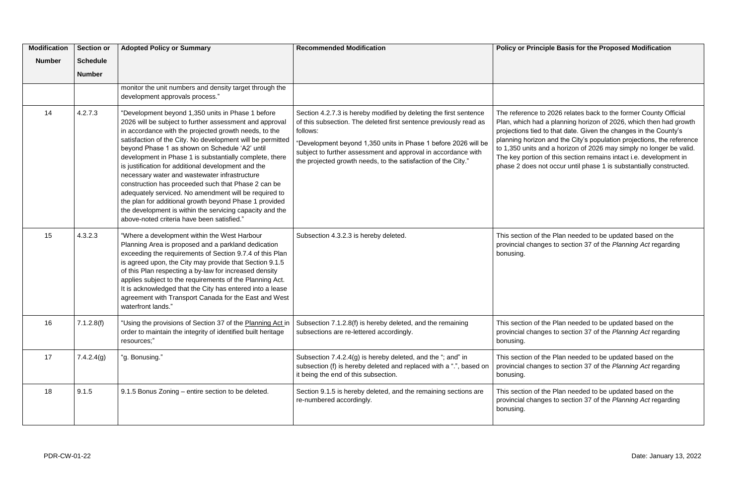| Modification Number | Section or Schedule Number | Adopted Policy or Summary | Recommended Modification | Policy or Principle Basis for the Proposed Modification |
|---|---|---|---|---|
| | | monitor the unit numbers and density target through the development approvals process." | | |
| 14 | 4.2.7.3 | "Development beyond 1,350 units in Phase 1 before 2026 will be subject to further assessment and approval in accordance with the projected growth needs, to the satisfaction of the City. No development will be permitted beyond Phase 1 as shown on Schedule 'A2' until development in Phase 1 is substantially complete, there is justification for additional development and the necessary water and wastewater infrastructure construction has proceeded such that Phase 2 can be adequately serviced. No amendment will be required to the plan for additional growth beyond Phase 1 provided the development is within the servicing capacity and the above-noted criteria have been satisfied." | Section 4.2.7.3 is hereby modified by deleting the first sentence of this subsection. The deleted first sentence previously read as follows:<br><br>"Development beyond 1,350 units in Phase 1 before 2026 will be subject to further assessment and approval in accordance with the projected growth needs, to the satisfaction of the City." | The reference to 2026 relates back to the former County Official Plan, which had a planning horizon of 2026, which then had growth projections tied to that date. Given the changes in the County's planning horizon and the City's population projections, the reference to 1,350 units and a horizon of 2026 may simply no longer be valid. The key portion of this section remains intact i.e. development in phase 2 does not occur until phase 1 is substantially constructed. |
| 15 | 4.3.2.3 | "Where a development within the West Harbour Planning Area is proposed and a parkland dedication exceeding the requirements of Section 9.7.4 of this Plan is agreed upon, the City may provide that Section 9.1.5 of this Plan respecting a by-law for increased density applies subject to the requirements of the Planning Act. It is acknowledged that the City has entered into a lease agreement with Transport Canada for the East and West waterfront lands." | Subsection 4.3.2.3 is hereby deleted. | This section of the Plan needed to be updated based on the provincial changes to section 37 of the *Planning Act* regarding bonusing. |
| 16 | 7.1.2.8(f) | "Using the provisions of Section 37 of the Planning Act in order to maintain the integrity of identified built heritage resources;" | Subsection 7.1.2.8(f) is hereby deleted, and the remaining subsections are re-lettered accordingly. | This section of the Plan needed to be updated based on the provincial changes to section 37 of the *Planning Act* regarding bonusing. |
| 17 | 7.4.2.4(g) | "g. Bonusing." | Subsection 7.4.2.4(g) is hereby deleted, and the "; and" in subsection (f) is hereby deleted and replaced with a ".", based on it being the end of this subsection. | This section of the Plan needed to be updated based on the provincial changes to section 37 of the *Planning Act* regarding bonusing. |
| 18 | 9.1.5 | 9.1.5 Bonus Zoning – entire section to be deleted. | Section 9.1.5 is hereby deleted, and the remaining sections are re-numbered accordingly. | This section of the Plan needed to be updated based on the provincial changes to section 37 of the *Planning Act* regarding bonusing. |

PDR-CW-01-22 Date: January 13, 2022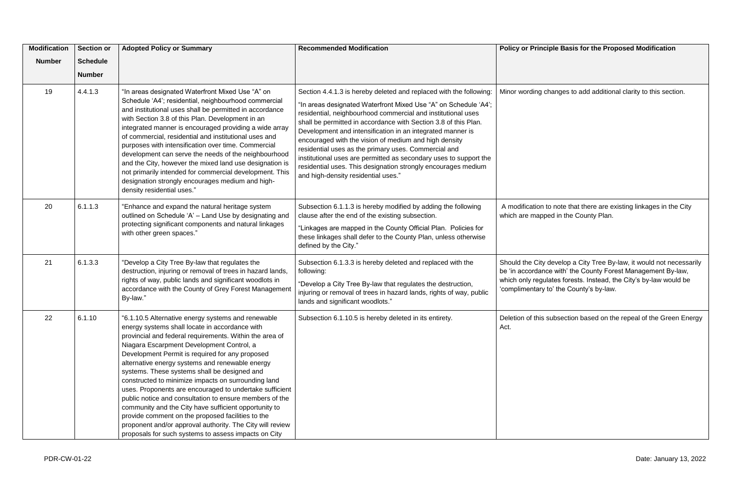| Modification Number | Section or Schedule Number | Adopted Policy or Summary | Recommended Modification | Policy or Principle Basis for the Proposed Modification |
|---|---|---|---|---|
| 19 | 4.4.1.3 | "In areas designated Waterfront Mixed Use "A" on Schedule 'A4'; residential, neighbourhood commercial and institutional uses shall be permitted in accordance with Section 3.8 of this Plan. Development in an integrated manner is encouraged providing a wide array of commercial, residential and institutional uses and purposes with intensification over time. Commercial development can serve the needs of the neighbourhood and the City, however the mixed land use designation is not primarily intended for commercial development. This designation strongly encourages medium and high-density residential uses." | Section 4.4.1.3 is hereby deleted and replaced with the following: "In areas designated Waterfront Mixed Use "A" on Schedule 'A4'; residential, neighbourhood commercial and institutional uses shall be permitted in accordance with Section 3.8 of this Plan. Development and intensification in an integrated manner is encouraged with the vision of medium and high density residential uses as the primary uses. Commercial and institutional uses are permitted as secondary uses to support the residential uses. This designation strongly encourages medium and high-density residential uses." | Minor wording changes to add additional clarity to this section. |
| 20 | 6.1.1.3 | "Enhance and expand the natural heritage system outlined on Schedule 'A' – Land Use by designating and protecting significant components and natural linkages with other green spaces." | Subsection 6.1.1.3 is hereby modified by adding the following clause after the end of the existing subsection. "Linkages are mapped in the County Official Plan. Policies for these linkages shall defer to the County Plan, unless otherwise defined by the City." | A modification to note that there are existing linkages in the City which are mapped in the County Plan. |
| 21 | 6.1.3.3 | "Develop a City Tree By-law that regulates the destruction, injuring or removal of trees in hazard lands, rights of way, public lands and significant woodlots in accordance with the County of Grey Forest Management By-law." | Subsection 6.1.3.3 is hereby deleted and replaced with the following: "Develop a City Tree By-law that regulates the destruction, injuring or removal of trees in hazard lands, rights of way, public lands and significant woodlots." | Should the City develop a City Tree By-law, it would not necessarily be 'in accordance with' the County Forest Management By-law, which only regulates forests. Instead, the City's by-law would be 'complimentary to' the County's by-law. |
| 22 | 6.1.10 | "6.1.10.5 Alternative energy systems and renewable energy systems shall locate in accordance with provincial and federal requirements. Within the area of Niagara Escarpment Development Control, a Development Permit is required for any proposed alternative energy systems and renewable energy systems. These systems shall be designed and constructed to minimize impacts on surrounding land uses. Proponents are encouraged to undertake sufficient public notice and consultation to ensure members of the community and the City have sufficient opportunity to provide comment on the proposed facilities to the proponent and/or approval authority. The City will review proposals for such systems to assess impacts on City | Subsection 6.1.10.5 is hereby deleted in its entirety. | Deletion of this subsection based on the repeal of the Green Energy Act. |

PDR-CW-01-22 Date: January 13, 2022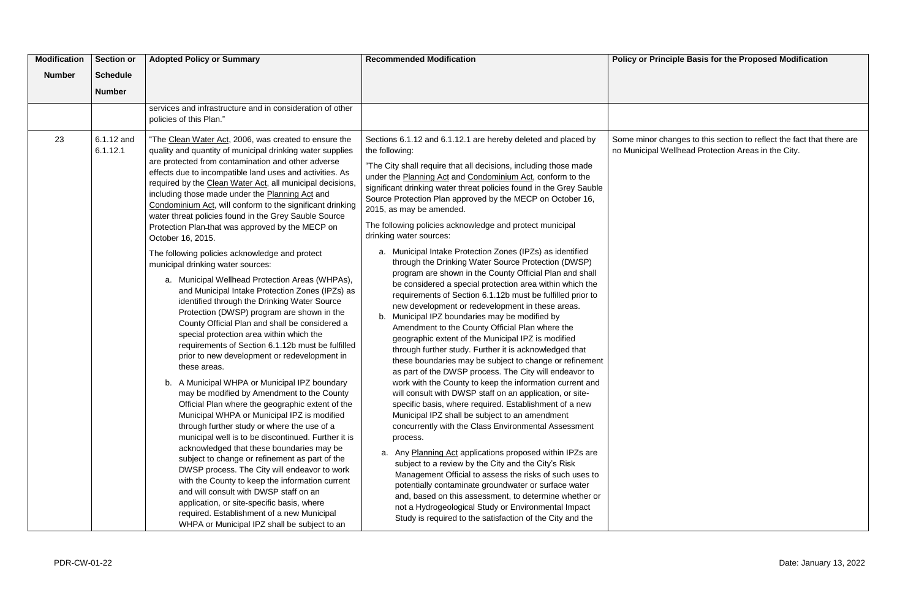| Modification Number | Section or Schedule Number | Adopted Policy or Summary | Recommended Modification | Policy or Principle Basis for the Proposed Modification |
|---|---|---|---|---|
| | | services and infrastructure and in consideration of other policies of this Plan." | | |
| 23 | 6.1.12 and 6.1.12.1 | "The Clean Water Act, 2006, was created to ensure the quality and quantity of municipal drinking water supplies are protected from contamination and other adverse effects due to incompatible land uses and activities. As required by the Clean Water Act, all municipal decisions, including those made under the Planning Act and Condominium Act, will conform to the significant drinking water threat policies found in the Grey Sauble Source Protection Plan-that was approved by the MECP on October 16, 2015.<br><br>The following policies acknowledge and protect municipal drinking water sources:<br><br>a. Municipal Wellhead Protection Areas (WHPAs), and Municipal Intake Protection Zones (IPZs) as identified through the Drinking Water Source Protection (DWSP) program are shown in the County Official Plan and shall be considered a special protection area within which the requirements of Section 6.1.12b must be fulfilled prior to new development or redevelopment in these areas.<br><br>b. A Municipal WHPA or Municipal IPZ boundary may be modified by Amendment to the County Official Plan where the geographic extent of the Municipal WHPA or Municipal IPZ is modified through further study or where the use of a municipal well is to be discontinued. Further it is acknowledged that these boundaries may be subject to change or refinement as part of the DWSP process. The City will endeavor to work with the County to keep the information current and will consult with DWSP staff on an application, or site-specific basis, where required. Establishment of a new Municipal WHPA or Municipal IPZ shall be subject to an | Sections 6.1.12 and 6.1.12.1 are hereby deleted and placed by the following:<br><br>"The City shall require that all decisions, including those made under the Planning Act and Condominium Act, conform to the significant drinking water threat policies found in the Grey Sauble Source Protection Plan approved by the MECP on October 16, 2015, as may be amended.<br><br>The following policies acknowledge and protect municipal drinking water sources:<br><br>a. Municipal Intake Protection Zones (IPZs) as identified through the Drinking Water Source Protection (DWSP) program are shown in the County Official Plan and shall be considered a special protection area within which the requirements of Section 6.1.12b must be fulfilled prior to new development or redevelopment in these areas.<br>b. Municipal IPZ boundaries may be modified by Amendment to the County Official Plan where the geographic extent of the Municipal IPZ is modified through further study. Further it is acknowledged that these boundaries may be subject to change or refinement as part of the DWSP process. The City will endeavor to work with the County to keep the information current and will consult with DWSP staff on an application, or site-specific basis, where required. Establishment of a new Municipal IPZ shall be subject to an amendment concurrently with the Class Environmental Assessment process.<br><br>a. Any Planning Act applications proposed within IPZs are subject to a review by the City and the City's Risk Management Official to assess the risks of such uses to potentially contaminate groundwater or surface water and, based on this assessment, to determine whether or not a Hydrogeological Study or Environmental Impact Study is required to the satisfaction of the City and the | Some minor changes to this section to reflect the fact that there are no Municipal Wellhead Protection Areas in the City. |

PDR-CW-01-22

Date: January 13, 2022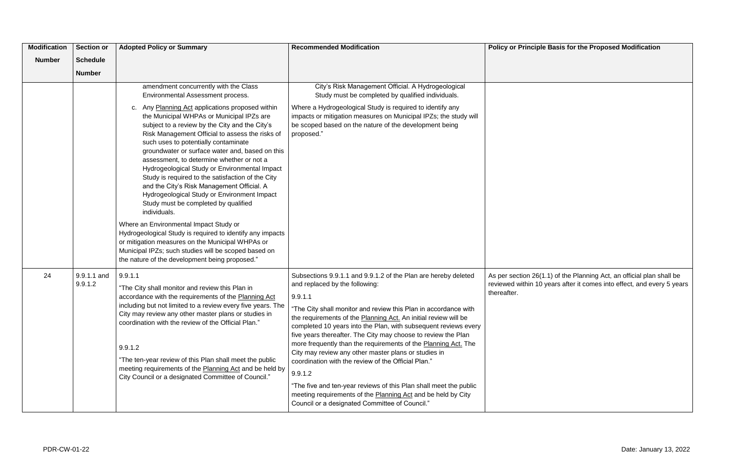| Modification Number | Section or Schedule Number | Adopted Policy or Summary | Recommended Modification | Policy or Principle Basis for the Proposed Modification |
|---|---|---|---|---|
| | | amendment concurrently with the Class Environmental Assessment process.<br><br>c. Any Planning Act applications proposed within the Municipal WHPAs or Municipal IPZs are subject to a review by the City and the City's Risk Management Official to assess the risks of such uses to potentially contaminate groundwater or surface water and, based on this assessment, to determine whether or not a Hydrogeological Study or Environmental Impact Study is required to the satisfaction of the City and the City's Risk Management Official. A Hydrogeological Study or Environment Impact Study must be completed by qualified individuals.<br><br>Where an Environmental Impact Study or Hydrogeological Study is required to identify any impacts or mitigation measures on the Municipal WHPAs or Municipal IPZs; such studies will be scoped based on the nature of the development being proposed." | City's Risk Management Official. A Hydrogeological Study must be completed by qualified individuals.<br><br>Where a Hydrogeological Study is required to identify any impacts or mitigation measures on Municipal IPZs; the study will be scoped based on the nature of the development being proposed." | |
| 24 | 9.9.1.1 and 9.9.1.2 | 9.9.1.1<br><br>"The City shall monitor and review this Plan in accordance with the requirements of the Planning Act including but not limited to a review every five years. The City may review any other master plans or studies in coordination with the review of the Official Plan."<br><br>9.9.1.2<br><br>"The ten-year review of this Plan shall meet the public meeting requirements of the Planning Act and be held by City Council or a designated Committee of Council." | Subsections 9.9.1.1 and 9.9.1.2 of the Plan are hereby deleted and replaced by the following:<br><br>9.9.1.1<br><br>"The City shall monitor and review this Plan in accordance with the requirements of the Planning Act. An initial review will be completed 10 years into the Plan, with subsequent reviews every five years thereafter. The City may choose to review the Plan more frequently than the requirements of the Planning Act. The City may review any other master plans or studies in coordination with the review of the Official Plan."<br><br>9.9.1.2<br><br>"The five and ten-year reviews of this Plan shall meet the public meeting requirements of the Planning Act and be held by City Council or a designated Committee of Council." | As per section 26(1.1) of the Planning Act, an official plan shall be reviewed within 10 years after it comes into effect, and every 5 years thereafter. |

PDR-CW-01-22 | Date: January 13, 2022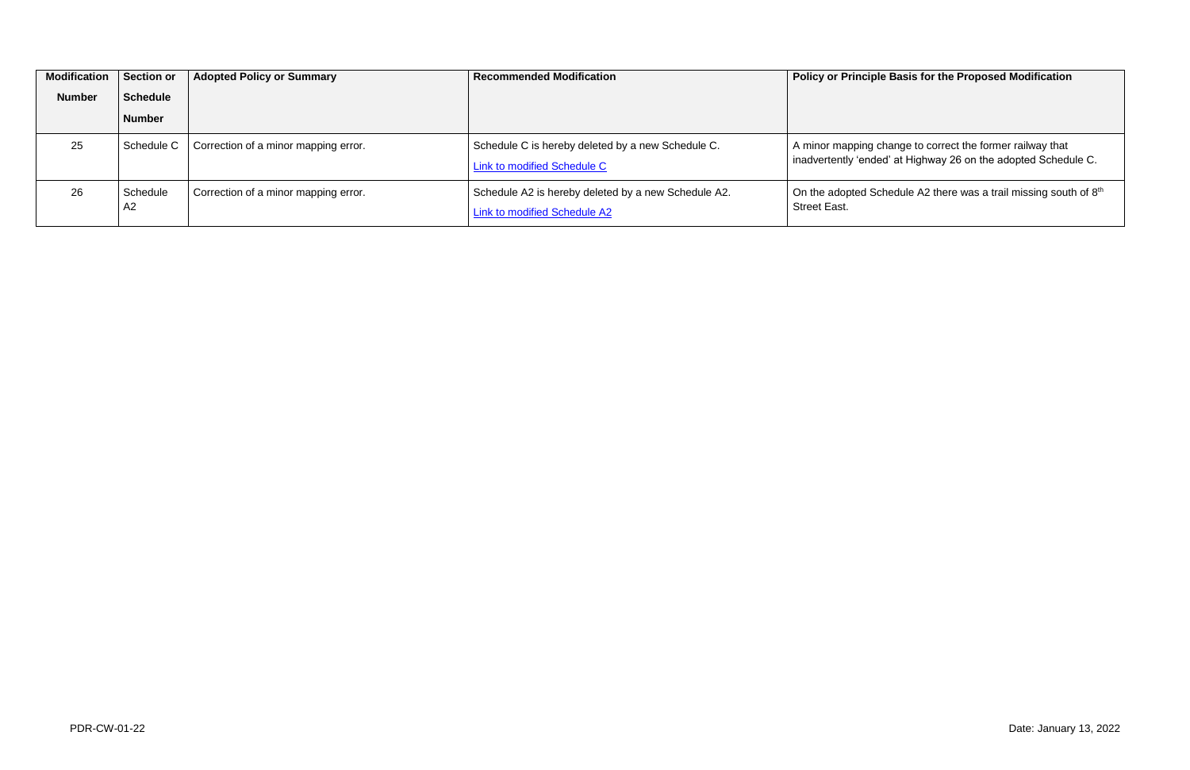| Modification Number | Section or Schedule Number | Adopted Policy or Summary | Recommended Modification | Policy or Principle Basis for the Proposed Modification |
|---|---|---|---|---|
| 25 | Schedule C | Correction of a minor mapping error. | Schedule C is hereby deleted by a new Schedule C. [Link to modified Schedule C] | A minor mapping change to correct the former railway that inadvertently 'ended' at Highway 26 on the adopted Schedule C. |
| 26 | Schedule A2 | Correction of a minor mapping error. | Schedule A2 is hereby deleted by a new Schedule A2. [Link to modified Schedule A2] | On the adopted Schedule A2 there was a trail missing south of 8th Street East. |

PDR-CW-01-22

Date: January 13, 2022